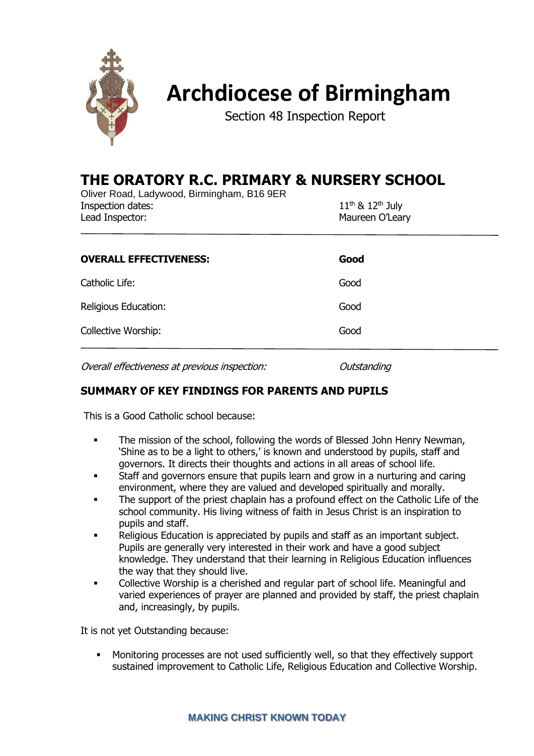# Archdiocese of Birmingham

Section 48 Inspection Report

## THE ORATORY R.C. PRIMARY & NURSERY SCHOOL

Oliver Road, Ladywood, Birmingham, B16 9ER

| | |
|---|---|
| Inspection dates: | 11th & 12th July |
| Lead Inspector: | Maureen O'Leary |

| | |
|---|---|
| **OVERALL EFFECTIVENESS:** | **Good** |
| Catholic Life: | Good |
| Religious Education: | Good |
| Collective Worship: | Good |

*Overall effectiveness at previous inspection:* *Outstanding*

### SUMMARY OF KEY FINDINGS FOR PARENTS AND PUPILS

This is a Good Catholic school because:

- The mission of the school, following the words of Blessed John Henry Newman, 'Shine as to be a light to others,' is known and understood by pupils, staff and governors. It directs their thoughts and actions in all areas of school life.
- Staff and governors ensure that pupils learn and grow in a nurturing and caring environment, where they are valued and developed spiritually and morally.
- The support of the priest chaplain has a profound effect on the Catholic Life of the school community. His living witness of faith in Jesus Christ is an inspiration to pupils and staff.
- Religious Education is appreciated by pupils and staff as an important subject. Pupils are generally very interested in their work and have a good subject knowledge. They understand that their learning in Religious Education influences the way that they should live.
- Collective Worship is a cherished and regular part of school life. Meaningful and varied experiences of prayer are planned and provided by staff, the priest chaplain and, increasingly, by pupils.

It is not yet Outstanding because:

- Monitoring processes are not used sufficiently well, so that they effectively support sustained improvement to Catholic Life, Religious Education and Collective Worship.

MAKING CHRIST KNOWN TODAY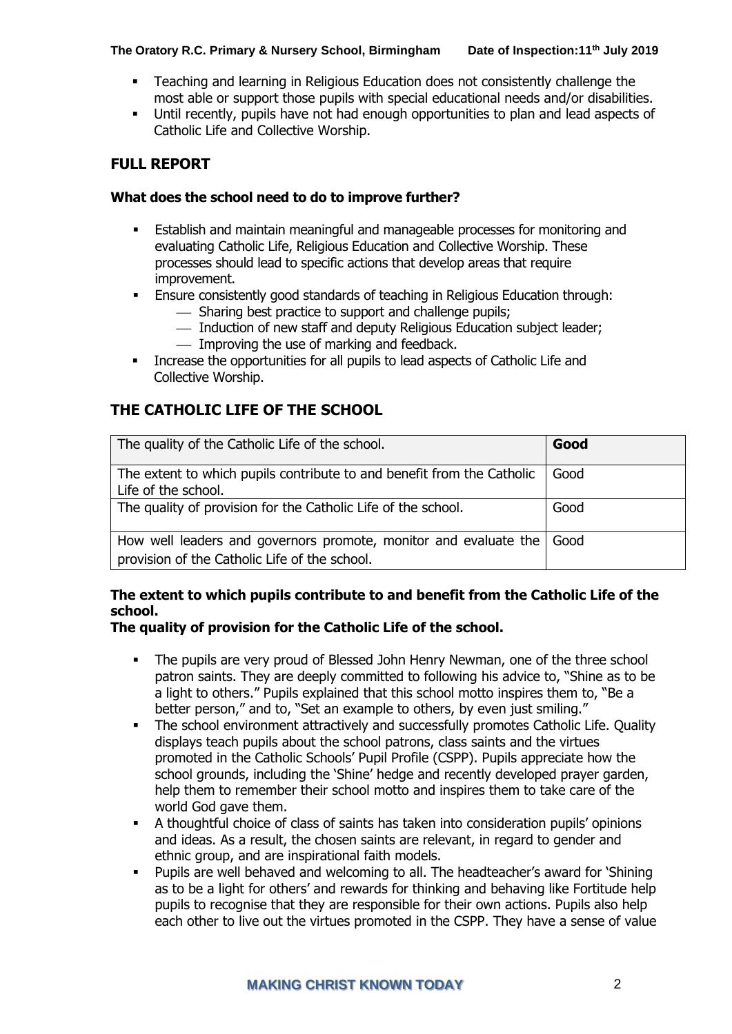- Teaching and learning in Religious Education does not consistently challenge the most able or support those pupils with special educational needs and/or disabilities.
- Until recently, pupils have not had enough opportunities to plan and lead aspects of Catholic Life and Collective Worship.

## FULL REPORT

### What does the school need to do to improve further?

- Establish and maintain meaningful and manageable processes for monitoring and evaluating Catholic Life, Religious Education and Collective Worship. These processes should lead to specific actions that develop areas that require improvement.
- Ensure consistently good standards of teaching in Religious Education through:
    - Sharing best practice to support and challenge pupils;
    - Induction of new staff and deputy Religious Education subject leader;
    - Improving the use of marking and feedback.
- Increase the opportunities for all pupils to lead aspects of Catholic Life and Collective Worship.

## THE CATHOLIC LIFE OF THE SCHOOL

| The quality of the Catholic Life of the school. | **Good** |
|---|---|
| The extent to which pupils contribute to and benefit from the Catholic Life of the school. | Good |
| The quality of provision for the Catholic Life of the school. | Good |
| How well leaders and governors promote, monitor and evaluate the provision of the Catholic Life of the school. | Good |

### The extent to which pupils contribute to and benefit from the Catholic Life of the school.
### The quality of provision for the Catholic Life of the school.

- The pupils are very proud of Blessed John Henry Newman, one of the three school patron saints. They are deeply committed to following his advice to, "Shine as to be a light to others." Pupils explained that this school motto inspires them to, "Be a better person," and to, "Set an example to others, by even just smiling."
- The school environment attractively and successfully promotes Catholic Life. Quality displays teach pupils about the school patrons, class saints and the virtues promoted in the Catholic Schools' Pupil Profile (CSPP). Pupils appreciate how the school grounds, including the 'Shine' hedge and recently developed prayer garden, help them to remember their school motto and inspires them to take care of the world God gave them.
- A thoughtful choice of class of saints has taken into consideration pupils' opinions and ideas. As a result, the chosen saints are relevant, in regard to gender and ethnic group, and are inspirational faith models.
- Pupils are well behaved and welcoming to all. The headteacher's award for 'Shining as to be a light for others' and rewards for thinking and behaving like Fortitude help pupils to recognise that they are responsible for their own actions. Pupils also help each other to live out the virtues promoted in the CSPP. They have a sense of value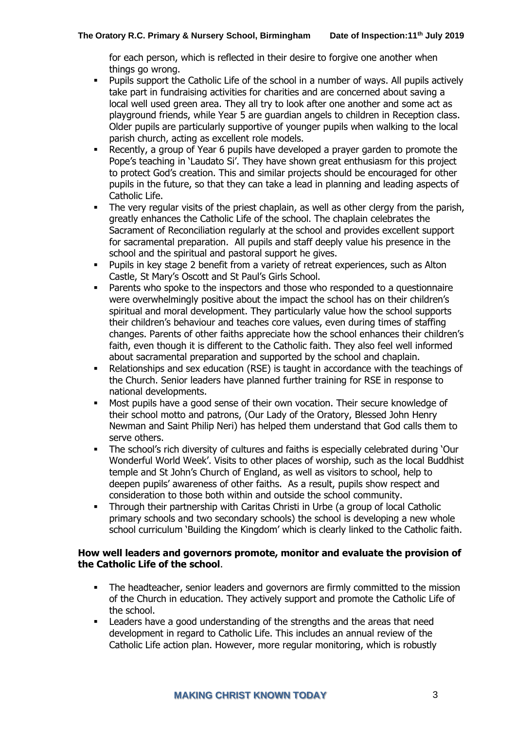for each person, which is reflected in their desire to forgive one another when things go wrong.

- Pupils support the Catholic Life of the school in a number of ways. All pupils actively take part in fundraising activities for charities and are concerned about saving a local well used green area. They all try to look after one another and some act as playground friends, while Year 5 are guardian angels to children in Reception class. Older pupils are particularly supportive of younger pupils when walking to the local parish church, acting as excellent role models.
- Recently, a group of Year 6 pupils have developed a prayer garden to promote the Pope's teaching in 'Laudato Si'. They have shown great enthusiasm for this project to protect God's creation. This and similar projects should be encouraged for other pupils in the future, so that they can take a lead in planning and leading aspects of Catholic Life.
- The very regular visits of the priest chaplain, as well as other clergy from the parish, greatly enhances the Catholic Life of the school. The chaplain celebrates the Sacrament of Reconciliation regularly at the school and provides excellent support for sacramental preparation. All pupils and staff deeply value his presence in the school and the spiritual and pastoral support he gives.
- Pupils in key stage 2 benefit from a variety of retreat experiences, such as Alton Castle, St Mary's Oscott and St Paul's Girls School.
- Parents who spoke to the inspectors and those who responded to a questionnaire were overwhelmingly positive about the impact the school has on their children's spiritual and moral development. They particularly value how the school supports their children's behaviour and teaches core values, even during times of staffing changes. Parents of other faiths appreciate how the school enhances their children's faith, even though it is different to the Catholic faith. They also feel well informed about sacramental preparation and supported by the school and chaplain.
- Relationships and sex education (RSE) is taught in accordance with the teachings of the Church. Senior leaders have planned further training for RSE in response to national developments.
- Most pupils have a good sense of their own vocation. Their secure knowledge of their school motto and patrons, (Our Lady of the Oratory, Blessed John Henry Newman and Saint Philip Neri) has helped them understand that God calls them to serve others.
- The school's rich diversity of cultures and faiths is especially celebrated during 'Our Wonderful World Week'. Visits to other places of worship, such as the local Buddhist temple and St John's Church of England, as well as visitors to school, help to deepen pupils' awareness of other faiths. As a result, pupils show respect and consideration to those both within and outside the school community.
- Through their partnership with Caritas Christi in Urbe (a group of local Catholic primary schools and two secondary schools) the school is developing a new whole school curriculum 'Building the Kingdom' which is clearly linked to the Catholic faith.

**How well leaders and governors promote, monitor and evaluate the provision of the Catholic Life of the school**.

- The headteacher, senior leaders and governors are firmly committed to the mission of the Church in education. They actively support and promote the Catholic Life of the school.
- Leaders have a good understanding of the strengths and the areas that need development in regard to Catholic Life. This includes an annual review of the Catholic Life action plan. However, more regular monitoring, which is robustly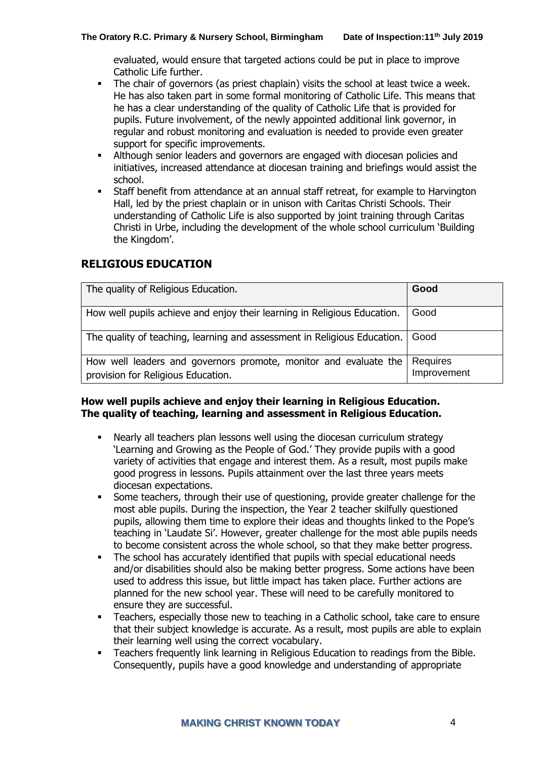evaluated, would ensure that targeted actions could be put in place to improve Catholic Life further.

- The chair of governors (as priest chaplain) visits the school at least twice a week. He has also taken part in some formal monitoring of Catholic Life. This means that he has a clear understanding of the quality of Catholic Life that is provided for pupils. Future involvement, of the newly appointed additional link governor, in regular and robust monitoring and evaluation is needed to provide even greater support for specific improvements.
- Although senior leaders and governors are engaged with diocesan policies and initiatives, increased attendance at diocesan training and briefings would assist the school.
- Staff benefit from attendance at an annual staff retreat, for example to Harvington Hall, led by the priest chaplain or in unison with Caritas Christi Schools. Their understanding of Catholic Life is also supported by joint training through Caritas Christi in Urbe, including the development of the whole school curriculum 'Building the Kingdom'.

## RELIGIOUS EDUCATION

| The quality of Religious Education. | **Good** |
| --- | --- |
| How well pupils achieve and enjoy their learning in Religious Education. | Good |
| The quality of teaching, learning and assessment in Religious Education. | Good |
| How well leaders and governors promote, monitor and evaluate the provision for Religious Education. | Requires Improvement |

**How well pupils achieve and enjoy their learning in Religious Education.**
**The quality of teaching, learning and assessment in Religious Education.**

- Nearly all teachers plan lessons well using the diocesan curriculum strategy 'Learning and Growing as the People of God.' They provide pupils with a good variety of activities that engage and interest them. As a result, most pupils make good progress in lessons. Pupils attainment over the last three years meets diocesan expectations.
- Some teachers, through their use of questioning, provide greater challenge for the most able pupils. During the inspection, the Year 2 teacher skilfully questioned pupils, allowing them time to explore their ideas and thoughts linked to the Pope's teaching in 'Laudate Si'. However, greater challenge for the most able pupils needs to become consistent across the whole school, so that they make better progress.
- The school has accurately identified that pupils with special educational needs and/or disabilities should also be making better progress. Some actions have been used to address this issue, but little impact has taken place. Further actions are planned for the new school year. These will need to be carefully monitored to ensure they are successful.
- Teachers, especially those new to teaching in a Catholic school, take care to ensure that their subject knowledge is accurate. As a result, most pupils are able to explain their learning well using the correct vocabulary.
- Teachers frequently link learning in Religious Education to readings from the Bible. Consequently, pupils have a good knowledge and understanding of appropriate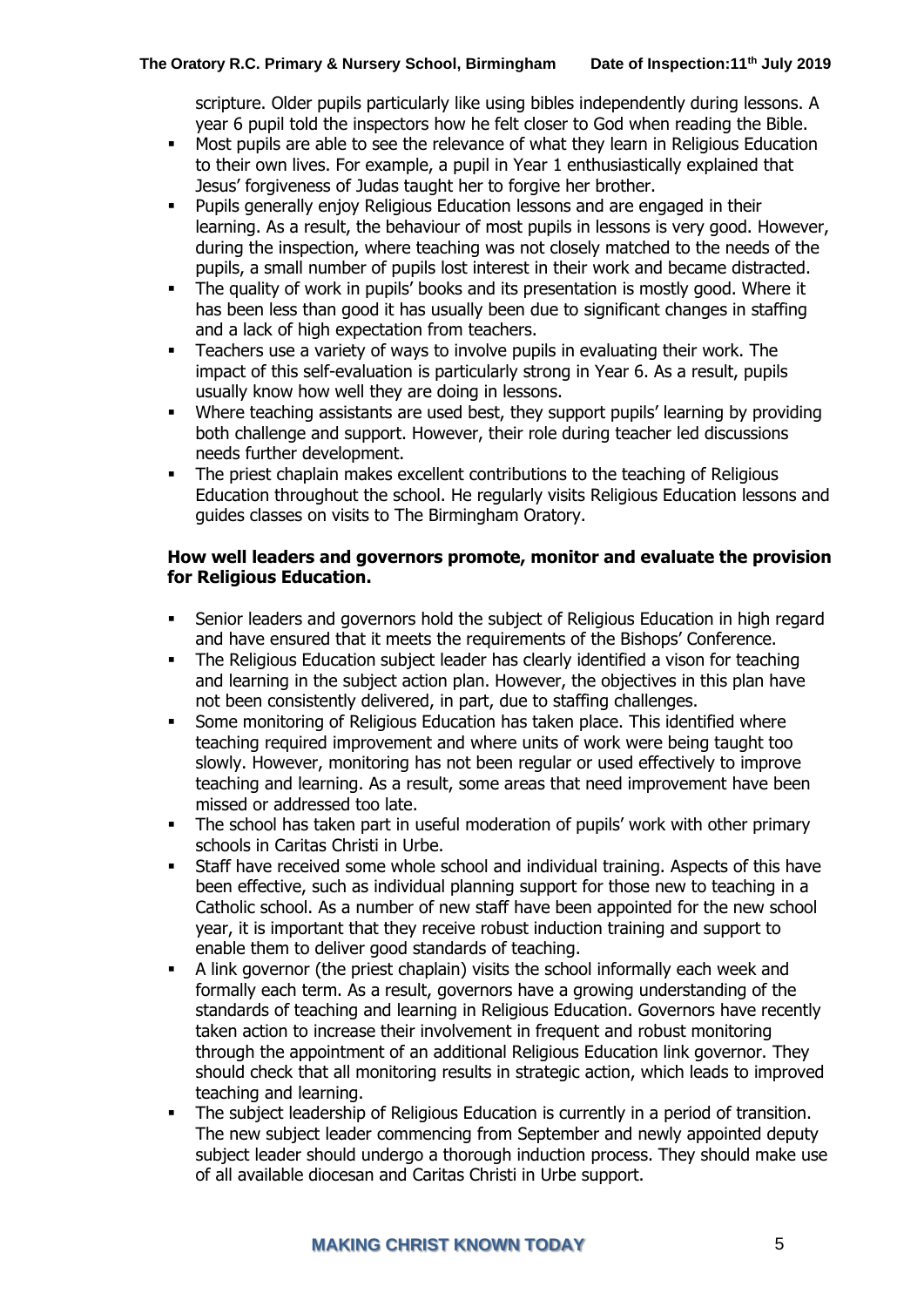scripture. Older pupils particularly like using bibles independently during lessons. A year 6 pupil told the inspectors how he felt closer to God when reading the Bible.

- Most pupils are able to see the relevance of what they learn in Religious Education to their own lives. For example, a pupil in Year 1 enthusiastically explained that Jesus' forgiveness of Judas taught her to forgive her brother.
- Pupils generally enjoy Religious Education lessons and are engaged in their learning. As a result, the behaviour of most pupils in lessons is very good. However, during the inspection, where teaching was not closely matched to the needs of the pupils, a small number of pupils lost interest in their work and became distracted.
- The quality of work in pupils' books and its presentation is mostly good. Where it has been less than good it has usually been due to significant changes in staffing and a lack of high expectation from teachers.
- Teachers use a variety of ways to involve pupils in evaluating their work. The impact of this self-evaluation is particularly strong in Year 6. As a result, pupils usually know how well they are doing in lessons.
- Where teaching assistants are used best, they support pupils' learning by providing both challenge and support. However, their role during teacher led discussions needs further development.
- The priest chaplain makes excellent contributions to the teaching of Religious Education throughout the school. He regularly visits Religious Education lessons and guides classes on visits to The Birmingham Oratory.

### How well leaders and governors promote, monitor and evaluate the provision for Religious Education.

- Senior leaders and governors hold the subject of Religious Education in high regard and have ensured that it meets the requirements of the Bishops' Conference.
- The Religious Education subject leader has clearly identified a vison for teaching and learning in the subject action plan. However, the objectives in this plan have not been consistently delivered, in part, due to staffing challenges.
- Some monitoring of Religious Education has taken place. This identified where teaching required improvement and where units of work were being taught too slowly. However, monitoring has not been regular or used effectively to improve teaching and learning. As a result, some areas that need improvement have been missed or addressed too late.
- The school has taken part in useful moderation of pupils' work with other primary schools in Caritas Christi in Urbe.
- Staff have received some whole school and individual training. Aspects of this have been effective, such as individual planning support for those new to teaching in a Catholic school. As a number of new staff have been appointed for the new school year, it is important that they receive robust induction training and support to enable them to deliver good standards of teaching.
- A link governor (the priest chaplain) visits the school informally each week and formally each term. As a result, governors have a growing understanding of the standards of teaching and learning in Religious Education. Governors have recently taken action to increase their involvement in frequent and robust monitoring through the appointment of an additional Religious Education link governor. They should check that all monitoring results in strategic action, which leads to improved teaching and learning.
- The subject leadership of Religious Education is currently in a period of transition. The new subject leader commencing from September and newly appointed deputy subject leader should undergo a thorough induction process. They should make use of all available diocesan and Caritas Christi in Urbe support.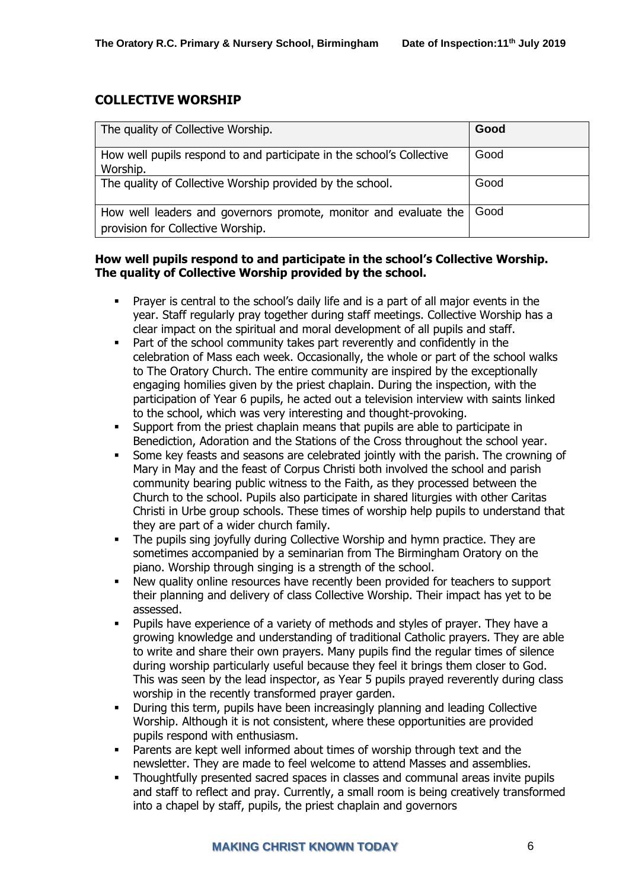## COLLECTIVE WORSHIP

| The quality of Collective Worship. | **Good** |
|---|---|
| How well pupils respond to and participate in the school's Collective Worship. | Good |
| The quality of Collective Worship provided by the school. | Good |
| How well leaders and governors promote, monitor and evaluate the provision for Collective Worship. | Good |

**How well pupils respond to and participate in the school's Collective Worship. The quality of Collective Worship provided by the school.**

- Prayer is central to the school's daily life and is a part of all major events in the year. Staff regularly pray together during staff meetings. Collective Worship has a clear impact on the spiritual and moral development of all pupils and staff.
- Part of the school community takes part reverently and confidently in the celebration of Mass each week. Occasionally, the whole or part of the school walks to The Oratory Church. The entire community are inspired by the exceptionally engaging homilies given by the priest chaplain. During the inspection, with the participation of Year 6 pupils, he acted out a television interview with saints linked to the school, which was very interesting and thought-provoking.
- Support from the priest chaplain means that pupils are able to participate in Benediction, Adoration and the Stations of the Cross throughout the school year.
- Some key feasts and seasons are celebrated jointly with the parish. The crowning of Mary in May and the feast of Corpus Christi both involved the school and parish community bearing public witness to the Faith, as they processed between the Church to the school. Pupils also participate in shared liturgies with other Caritas Christi in Urbe group schools. These times of worship help pupils to understand that they are part of a wider church family.
- The pupils sing joyfully during Collective Worship and hymn practice. They are sometimes accompanied by a seminarian from The Birmingham Oratory on the piano. Worship through singing is a strength of the school.
- New quality online resources have recently been provided for teachers to support their planning and delivery of class Collective Worship. Their impact has yet to be assessed.
- Pupils have experience of a variety of methods and styles of prayer. They have a growing knowledge and understanding of traditional Catholic prayers. They are able to write and share their own prayers. Many pupils find the regular times of silence during worship particularly useful because they feel it brings them closer to God. This was seen by the lead inspector, as Year 5 pupils prayed reverently during class worship in the recently transformed prayer garden.
- During this term, pupils have been increasingly planning and leading Collective Worship. Although it is not consistent, where these opportunities are provided pupils respond with enthusiasm.
- Parents are kept well informed about times of worship through text and the newsletter. They are made to feel welcome to attend Masses and assemblies.
- Thoughtfully presented sacred spaces in classes and communal areas invite pupils and staff to reflect and pray. Currently, a small room is being creatively transformed into a chapel by staff, pupils, the priest chaplain and governors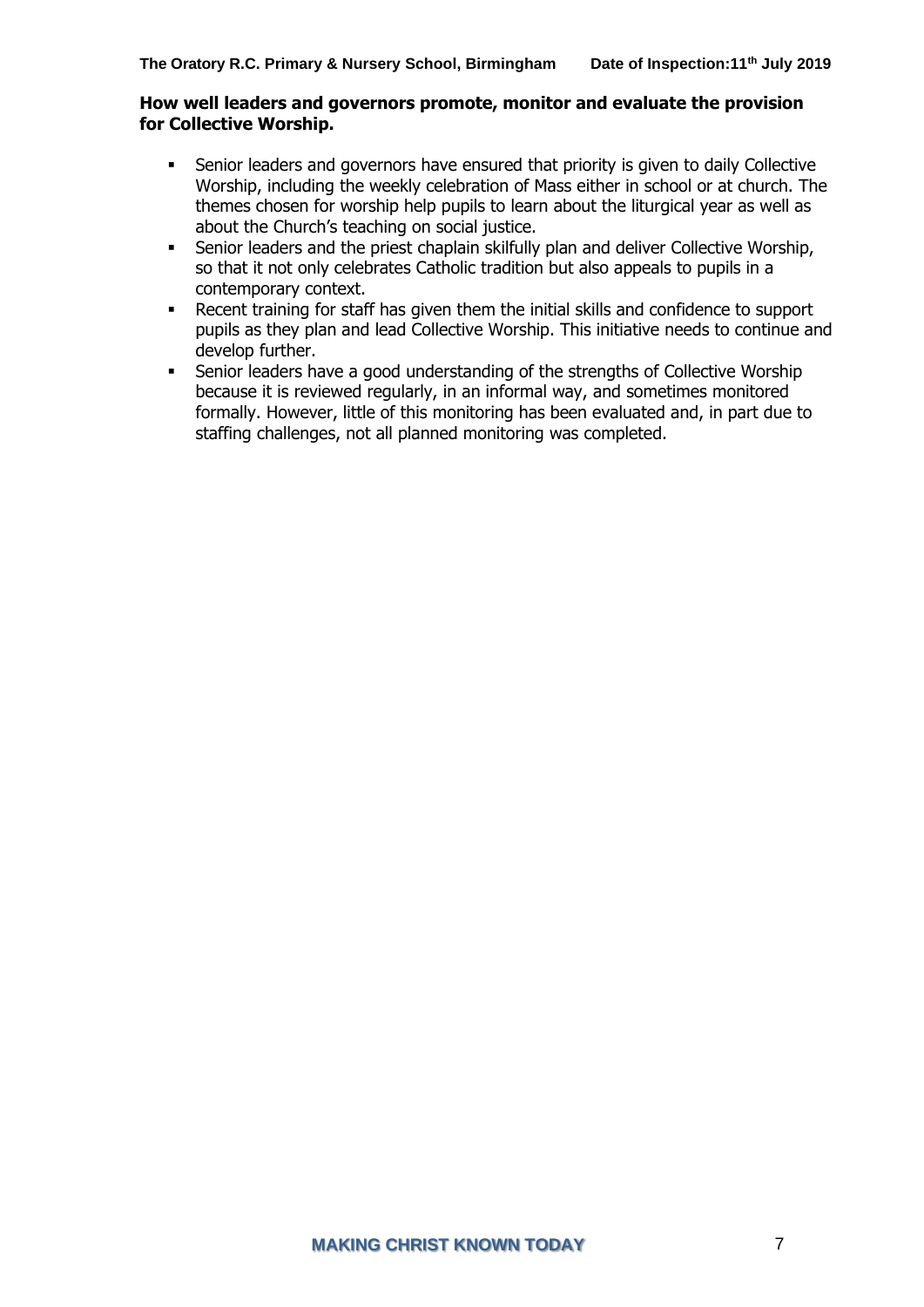**How well leaders and governors promote, monitor and evaluate the provision for Collective Worship.**

- Senior leaders and governors have ensured that priority is given to daily Collective Worship, including the weekly celebration of Mass either in school or at church. The themes chosen for worship help pupils to learn about the liturgical year as well as about the Church's teaching on social justice.
- Senior leaders and the priest chaplain skilfully plan and deliver Collective Worship, so that it not only celebrates Catholic tradition but also appeals to pupils in a contemporary context.
- Recent training for staff has given them the initial skills and confidence to support pupils as they plan and lead Collective Worship. This initiative needs to continue and develop further.
- Senior leaders have a good understanding of the strengths of Collective Worship because it is reviewed regularly, in an informal way, and sometimes monitored formally. However, little of this monitoring has been evaluated and, in part due to staffing challenges, not all planned monitoring was completed.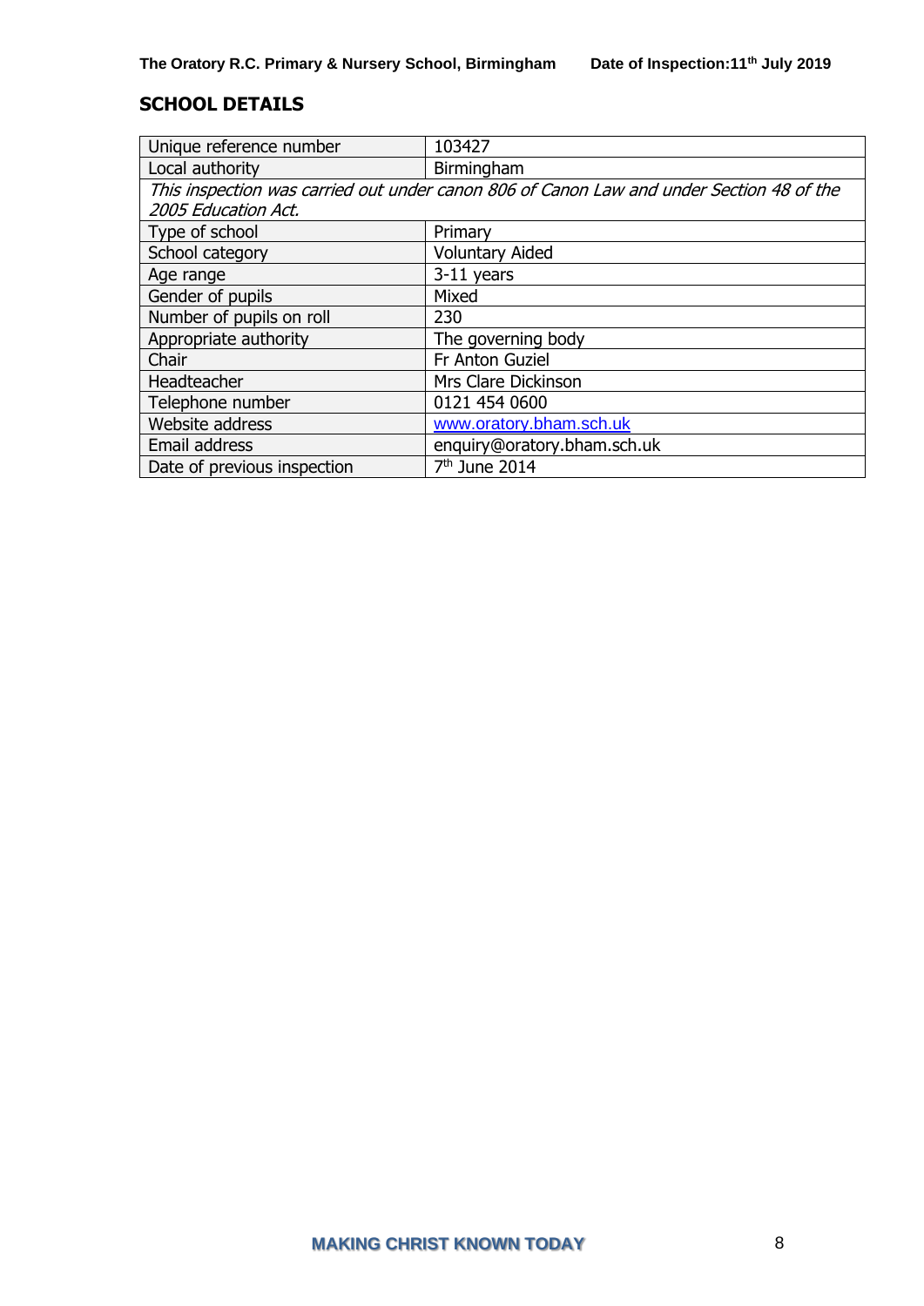## SCHOOL DETAILS

| | |
|---|---|
| Unique reference number | 103427 |
| Local authority | Birmingham |
| *This inspection was carried out under canon 806 of Canon Law and under Section 48 of the 2005 Education Act.* | |
| Type of school | Primary |
| School category | Voluntary Aided |
| Age range | 3-11 years |
| Gender of pupils | Mixed |
| Number of pupils on roll | 230 |
| Appropriate authority | The governing body |
| Chair | Fr Anton Guziel |
| Headteacher | Mrs Clare Dickinson |
| Telephone number | 0121 454 0600 |
| Website address | www.oratory.bham.sch.uk |
| Email address | enquiry@oratory.bham.sch.uk |
| Date of previous inspection | 7th June 2014 |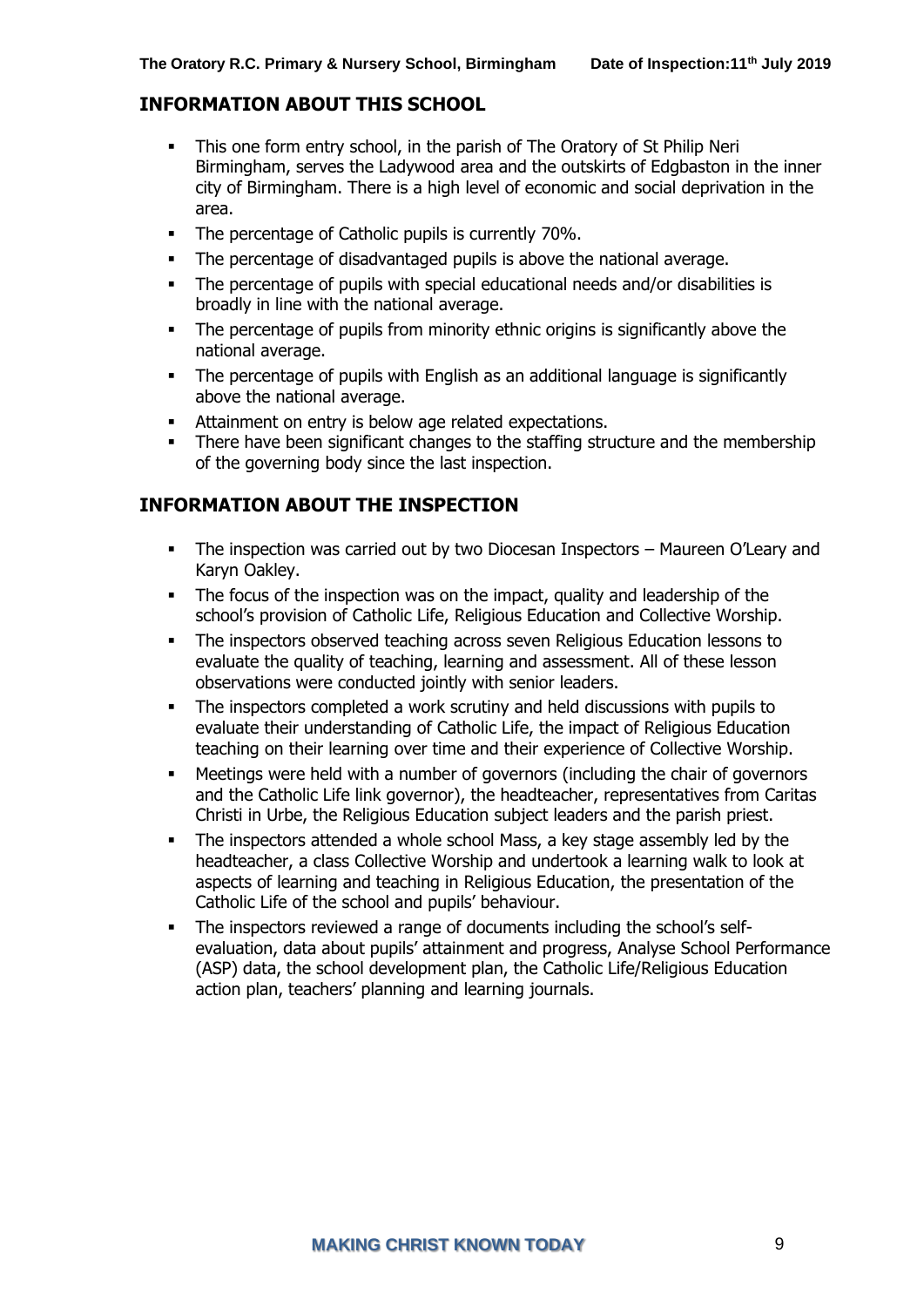## INFORMATION ABOUT THIS SCHOOL

- This one form entry school, in the parish of The Oratory of St Philip Neri Birmingham, serves the Ladywood area and the outskirts of Edgbaston in the inner city of Birmingham. There is a high level of economic and social deprivation in the area.
- The percentage of Catholic pupils is currently 70%.
- The percentage of disadvantaged pupils is above the national average.
- The percentage of pupils with special educational needs and/or disabilities is broadly in line with the national average.
- The percentage of pupils from minority ethnic origins is significantly above the national average.
- The percentage of pupils with English as an additional language is significantly above the national average.
- Attainment on entry is below age related expectations.
- There have been significant changes to the staffing structure and the membership of the governing body since the last inspection.

## INFORMATION ABOUT THE INSPECTION

- The inspection was carried out by two Diocesan Inspectors – Maureen O'Leary and Karyn Oakley.
- The focus of the inspection was on the impact, quality and leadership of the school's provision of Catholic Life, Religious Education and Collective Worship.
- The inspectors observed teaching across seven Religious Education lessons to evaluate the quality of teaching, learning and assessment. All of these lesson observations were conducted jointly with senior leaders.
- The inspectors completed a work scrutiny and held discussions with pupils to evaluate their understanding of Catholic Life, the impact of Religious Education teaching on their learning over time and their experience of Collective Worship.
- Meetings were held with a number of governors (including the chair of governors and the Catholic Life link governor), the headteacher, representatives from Caritas Christi in Urbe, the Religious Education subject leaders and the parish priest.
- The inspectors attended a whole school Mass, a key stage assembly led by the headteacher, a class Collective Worship and undertook a learning walk to look at aspects of learning and teaching in Religious Education, the presentation of the Catholic Life of the school and pupils' behaviour.
- The inspectors reviewed a range of documents including the school's self-evaluation, data about pupils' attainment and progress, Analyse School Performance (ASP) data, the school development plan, the Catholic Life/Religious Education action plan, teachers' planning and learning journals.